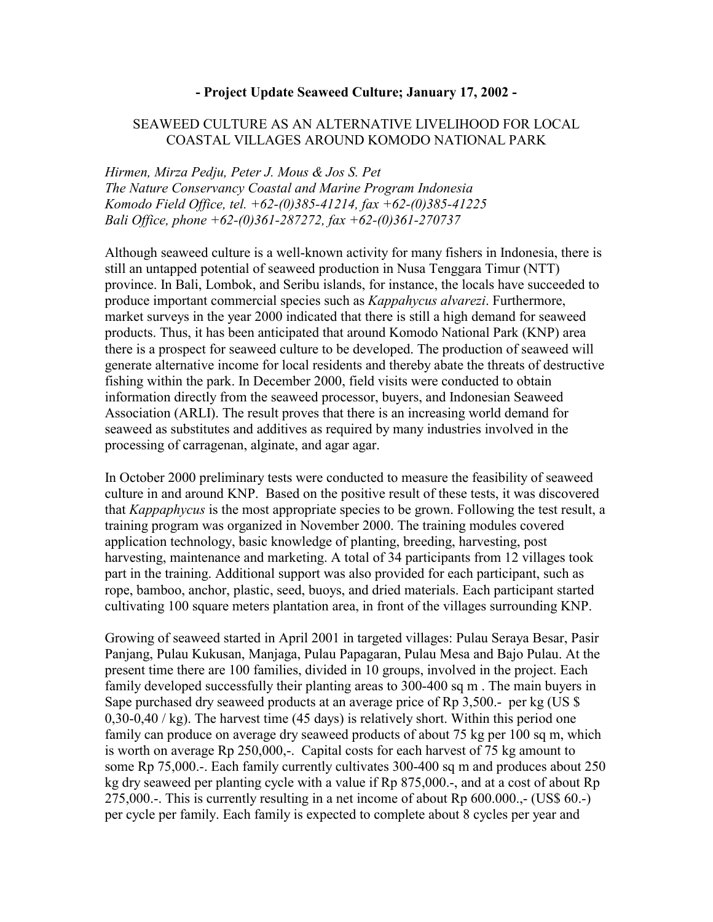**- Project Update Seaweed Culture; January 17, 2002 -**

SEAWEED CULTURE AS AN ALTERNATIVE LIVELIHOOD FOR LOCAL COASTAL VILLAGES AROUND KOMODO NATIONAL PARK

*Hirmen, Mirza Pedju, Peter J. Mous & Jos S. Pet*
*The Nature Conservancy Coastal and Marine Program Indonesia*
*Komodo Field Office, tel. +62-(0)385-41214, fax +62-(0)385-41225*
*Bali Office, phone +62-(0)361-287272, fax +62-(0)361-270737*

Although seaweed culture is a well-known activity for many fishers in Indonesia, there is still an untapped potential of seaweed production in Nusa Tenggara Timur (NTT) province. In Bali, Lombok, and Seribu islands, for instance, the locals have succeeded to produce important commercial species such as *Kappahycus alvarezi*. Furthermore, market surveys in the year 2000 indicated that there is still a high demand for seaweed products. Thus, it has been anticipated that around Komodo National Park (KNP) area there is a prospect for seaweed culture to be developed. The production of seaweed will generate alternative income for local residents and thereby abate the threats of destructive fishing within the park. In December 2000, field visits were conducted to obtain information directly from the seaweed processor, buyers, and Indonesian Seaweed Association (ARLI). The result proves that there is an increasing world demand for seaweed as substitutes and additives as required by many industries involved in the processing of carragenan, alginate, and agar agar.

In October 2000 preliminary tests were conducted to measure the feasibility of seaweed culture in and around KNP. Based on the positive result of these tests, it was discovered that *Kappaphycus* is the most appropriate species to be grown. Following the test result, a training program was organized in November 2000. The training modules covered application technology, basic knowledge of planting, breeding, harvesting, post harvesting, maintenance and marketing. A total of 34 participants from 12 villages took part in the training. Additional support was also provided for each participant, such as rope, bamboo, anchor, plastic, seed, buoys, and dried materials. Each participant started cultivating 100 square meters plantation area, in front of the villages surrounding KNP.

Growing of seaweed started in April 2001 in targeted villages: Pulau Seraya Besar, Pasir Panjang, Pulau Kukusan, Manjaga, Pulau Papagaran, Pulau Mesa and Bajo Pulau. At the present time there are 100 families, divided in 10 groups, involved in the project. Each family developed successfully their planting areas to 300-400 sq m . The main buyers in Sape purchased dry seaweed products at an average price of Rp 3,500.- per kg (US $ 0,30-0,40 / kg). The harvest time (45 days) is relatively short. Within this period one family can produce on average dry seaweed products of about 75 kg per 100 sq m, which is worth on average Rp 250,000,-. Capital costs for each harvest of 75 kg amount to some Rp 75,000.-. Each family currently cultivates 300-400 sq m and produces about 250 kg dry seaweed per planting cycle with a value if Rp 875,000.-, and at a cost of about Rp 275,000.-. This is currently resulting in a net income of about Rp 600.000.,- (US$ 60.-) per cycle per family. Each family is expected to complete about 8 cycles per year and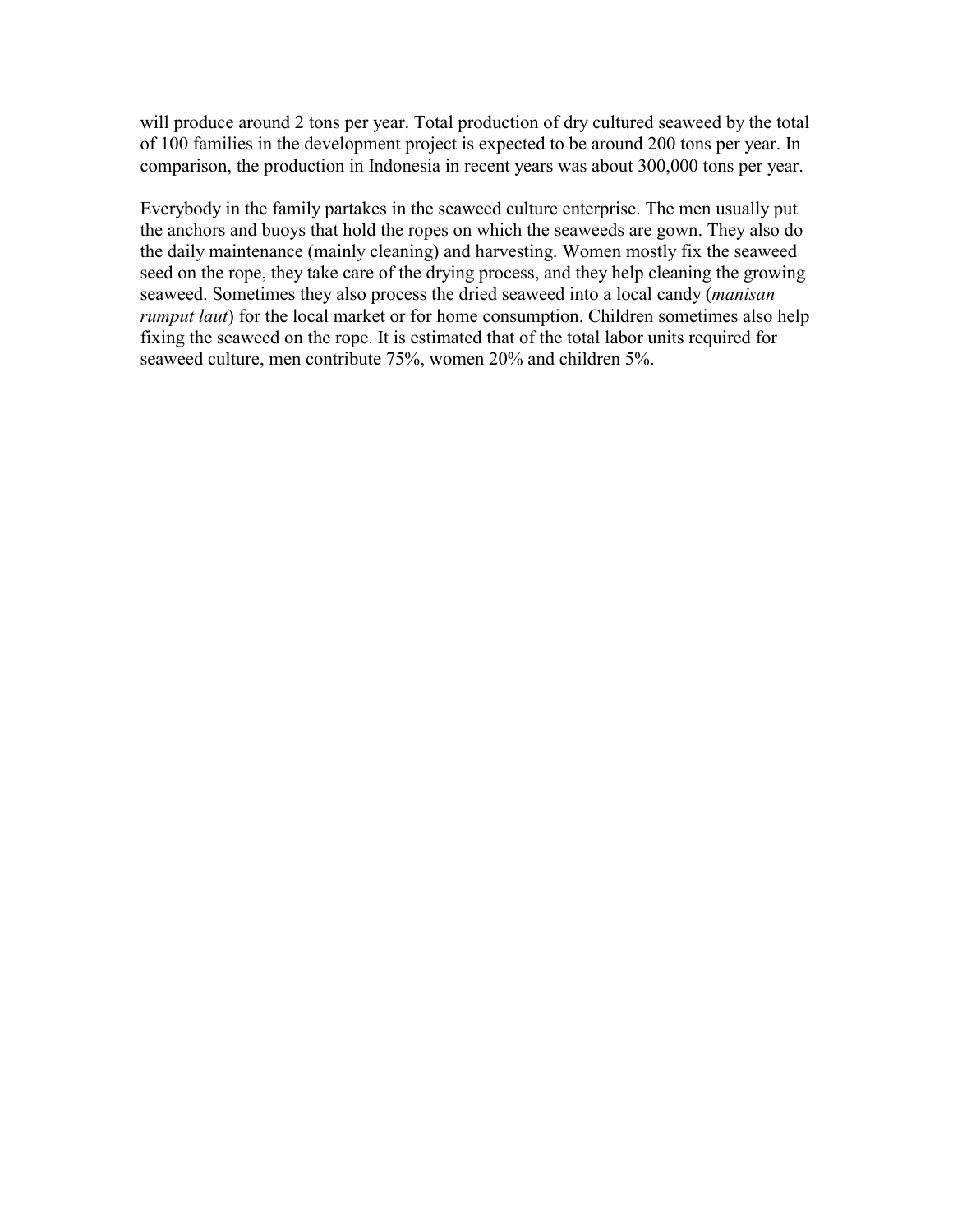will produce around 2 tons per year. Total production of dry cultured seaweed by the total of 100 families in the development project is expected to be around 200 tons per year. In comparison, the production in Indonesia in recent years was about 300,000 tons per year.

Everybody in the family partakes in the seaweed culture enterprise. The men usually put the anchors and buoys that hold the ropes on which the seaweeds are gown. They also do the daily maintenance (mainly cleaning) and harvesting. Women mostly fix the seaweed seed on the rope, they take care of the drying process, and they help cleaning the growing seaweed. Sometimes they also process the dried seaweed into a local candy (*manisan rumput laut*) for the local market or for home consumption. Children sometimes also help fixing the seaweed on the rope. It is estimated that of the total labor units required for seaweed culture, men contribute 75%, women 20% and children 5%.